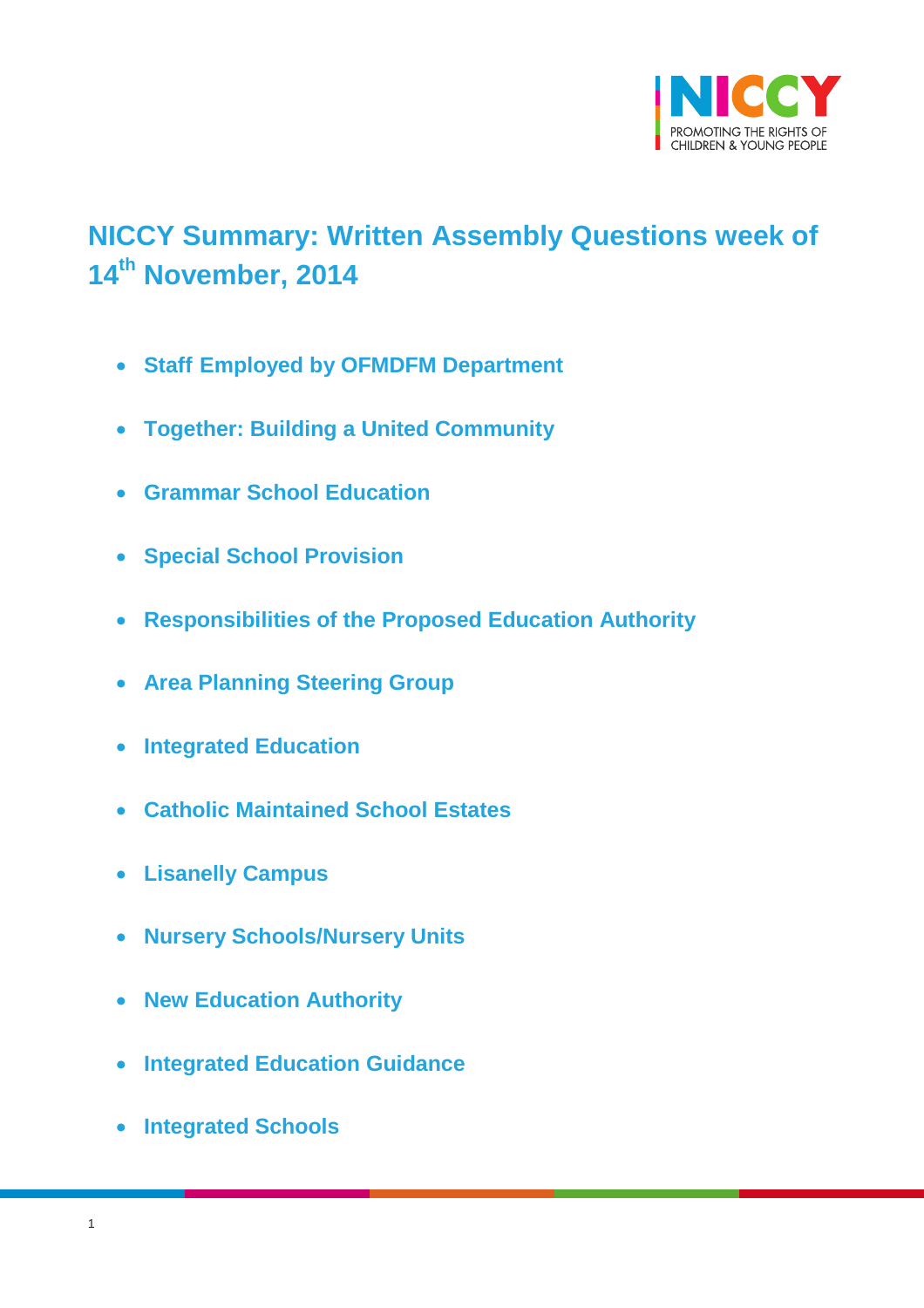# NICCY Summary: Written Assembly Questions week of 14th November, 2014

- Staff Employed by OFMDFM Department
- Together: Building a United Community
- Grammar School Education
- Special School Provision
- Responsibilities of the Proposed Education Authority
- Area Planning Steering Group
- Integrated Education
- Catholic Maintained School Estates
- Lisanelly Campus
- Nursery Schools/Nursery Units
- New Education Authority
- Integrated Education Guidance
- Integrated Schools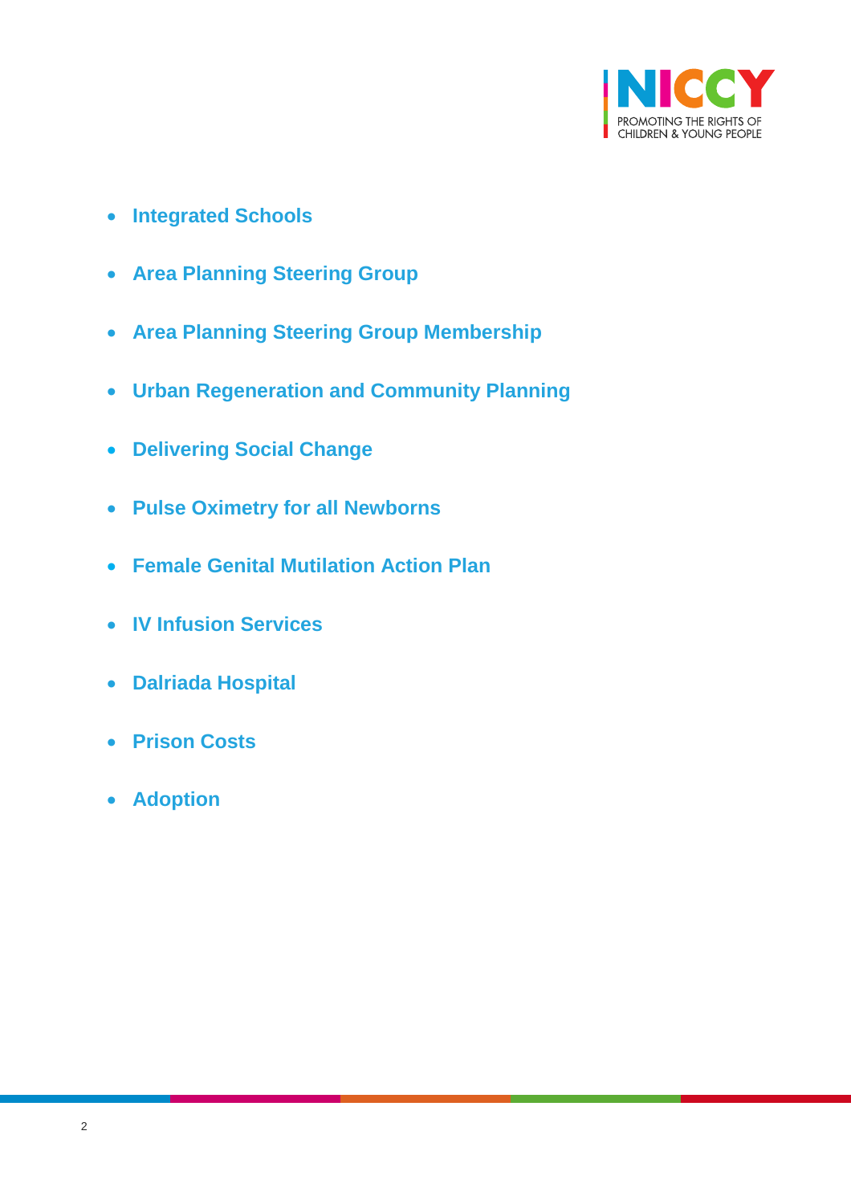- **Integrated Schools**
- **Area Planning Steering Group**
- **Area Planning Steering Group Membership**
- **Urban Regeneration and Community Planning**
- **Delivering Social Change**
- **Pulse Oximetry for all Newborns**
- **Female Genital Mutilation Action Plan**
- **IV Infusion Services**
- **Dalriada Hospital**
- **Prison Costs**
- **Adoption**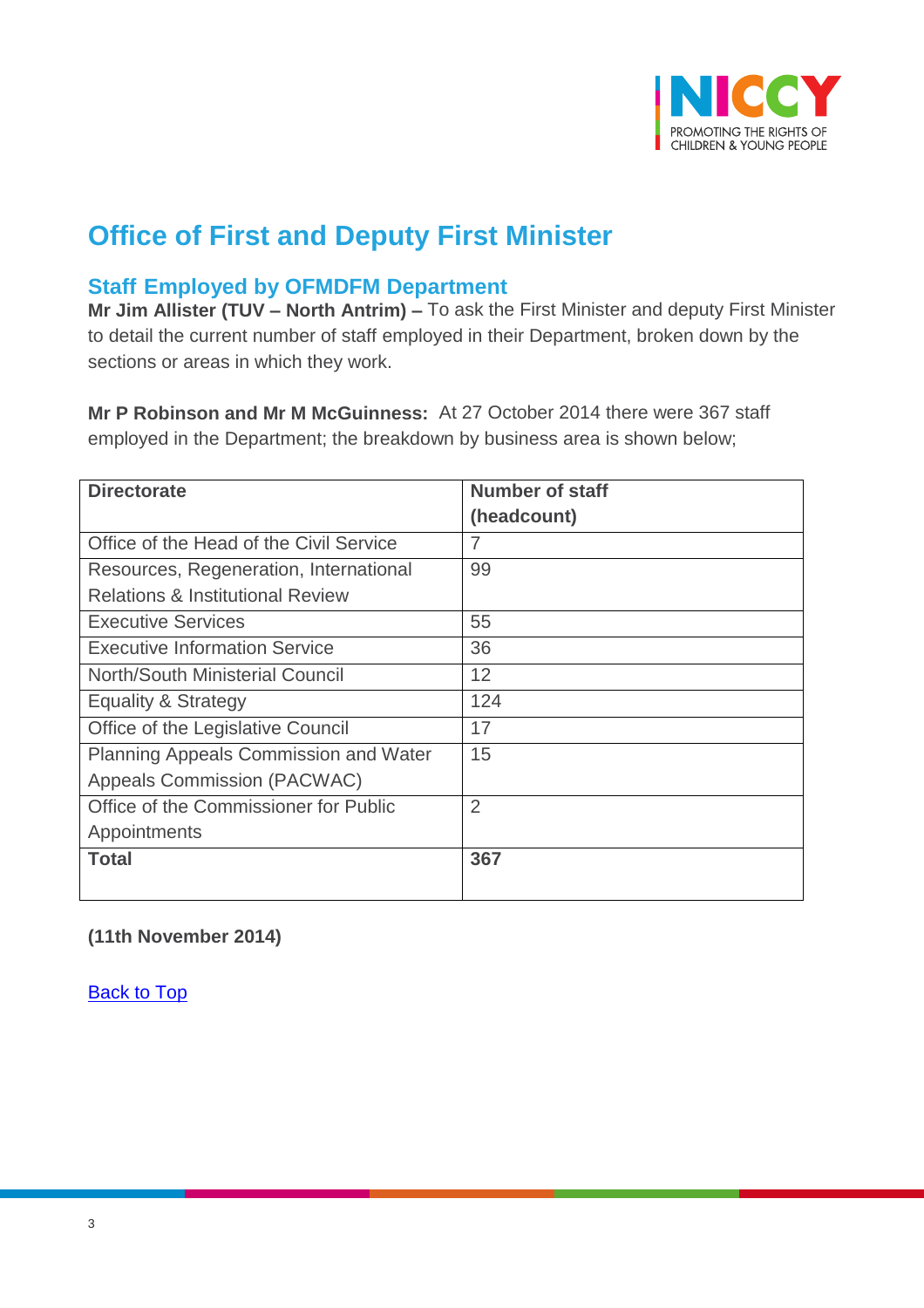# Office of First and Deputy First Minister

## Staff Employed by OFMDFM Department

**Mr Jim Allister (TUV – North Antrim) –** To ask the First Minister and deputy First Minister to detail the current number of staff employed in their Department, broken down by the sections or areas in which they work.

**Mr P Robinson and Mr M McGuinness:** At 27 October 2014 there were 367 staff employed in the Department; the breakdown by business area is shown below;

| Directorate | Number of staff (headcount) |
|---|---|
| Office of the Head of the Civil Service | 7 |
| Resources, Regeneration, International Relations & Institutional Review | 99 |
| Executive Services | 55 |
| Executive Information Service | 36 |
| North/South Ministerial Council | 12 |
| Equality & Strategy | 124 |
| Office of the Legislative Council | 17 |
| Planning Appeals Commission and Water Appeals Commission (PACWAC) | 15 |
| Office of the Commissioner for Public Appointments | 2 |
| **Total** | **367** |

**(11th November 2014)**

Back to Top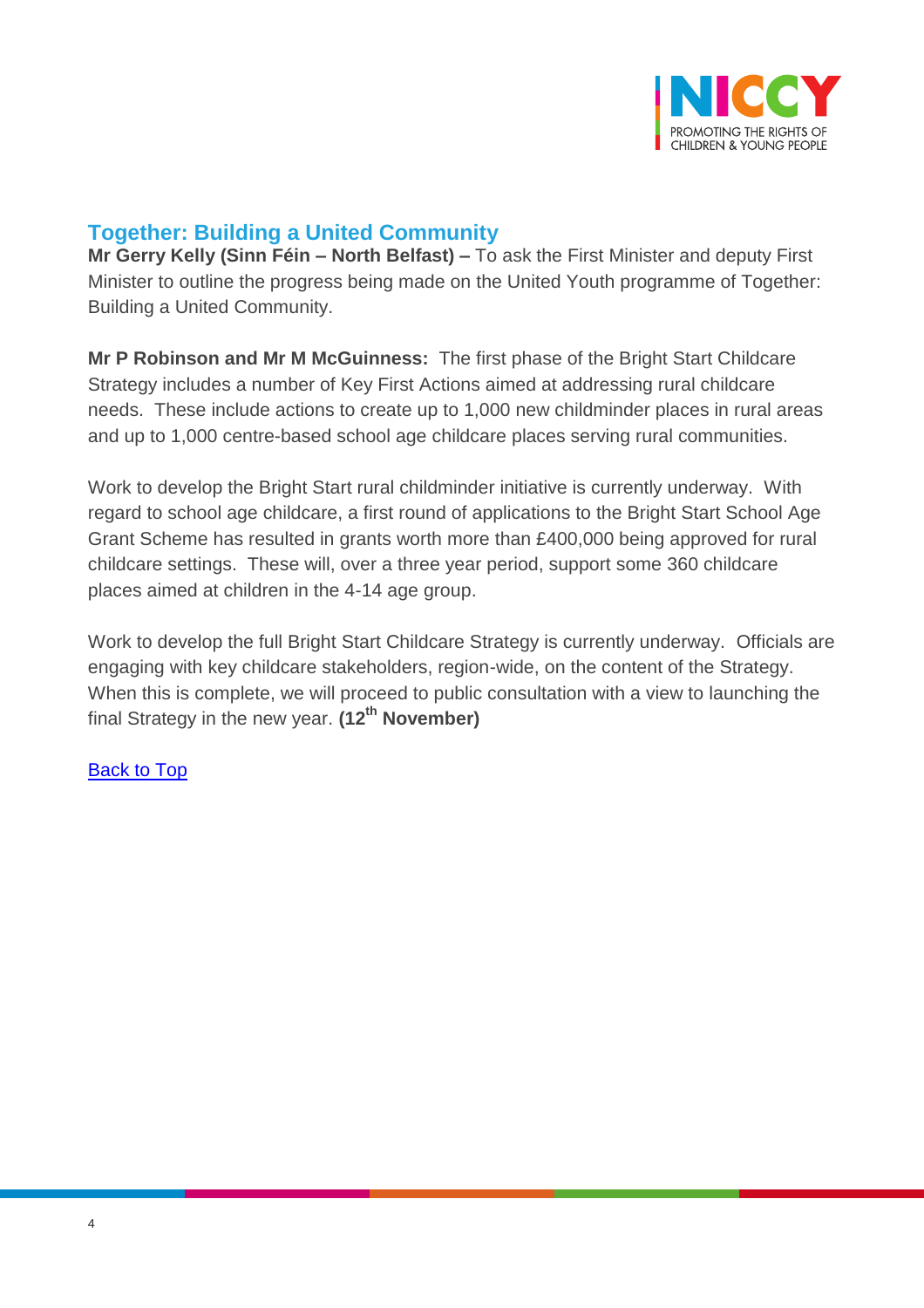## Together: Building a United Community

**Mr Gerry Kelly (Sinn Féin – North Belfast) –** To ask the First Minister and deputy First Minister to outline the progress being made on the United Youth programme of Together: Building a United Community.

**Mr P Robinson and Mr M McGuinness:** The first phase of the Bright Start Childcare Strategy includes a number of Key First Actions aimed at addressing rural childcare needs. These include actions to create up to 1,000 new childminder places in rural areas and up to 1,000 centre-based school age childcare places serving rural communities.

Work to develop the Bright Start rural childminder initiative is currently underway. With regard to school age childcare, a first round of applications to the Bright Start School Age Grant Scheme has resulted in grants worth more than £400,000 being approved for rural childcare settings. These will, over a three year period, support some 360 childcare places aimed at children in the 4-14 age group.

Work to develop the full Bright Start Childcare Strategy is currently underway. Officials are engaging with key childcare stakeholders, region-wide, on the content of the Strategy. When this is complete, we will proceed to public consultation with a view to launching the final Strategy in the new year. **(12th November)**

Back to Top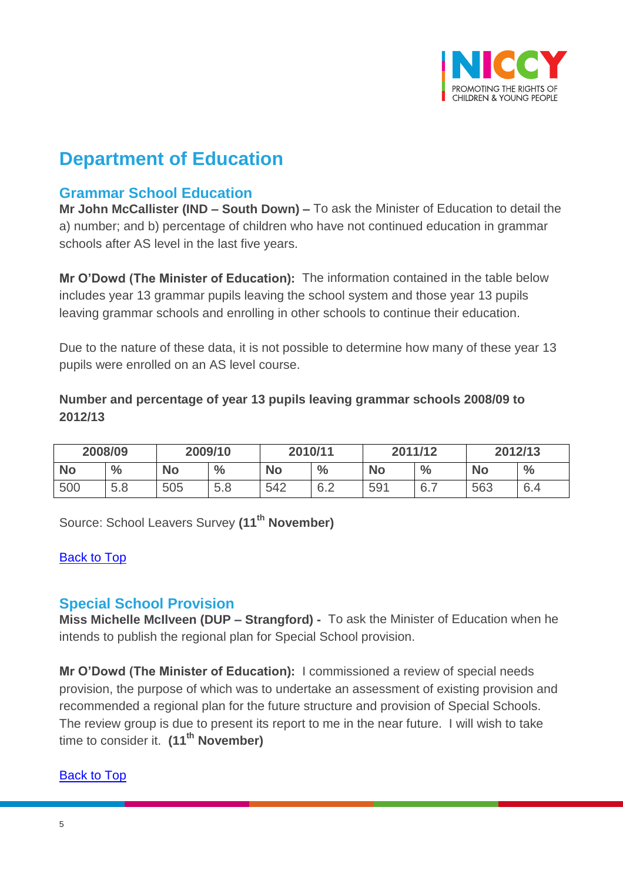# Department of Education

## Grammar School Education

**Mr John McCallister (IND – South Down) –** To ask the Minister of Education to detail the a) number; and b) percentage of children who have not continued education in grammar schools after AS level in the last five years.

**Mr O'Dowd (The Minister of Education):** The information contained in the table below includes year 13 grammar pupils leaving the school system and those year 13 pupils leaving grammar schools and enrolling in other schools to continue their education.

Due to the nature of these data, it is not possible to determine how many of these year 13 pupils were enrolled on an AS level course.

**Number and percentage of year 13 pupils leaving grammar schools 2008/09 to 2012/13**

| 2008/09 | | 2009/10 | | 2010/11 | | 2011/12 | | 2012/13 | |
|---|---|---|---|---|---|---|---|---|---|
| **No** | **%** | **No** | **%** | **No** | **%** | **No** | **%** | **No** | **%** |
| 500 | 5.8 | 505 | 5.8 | 542 | 6.2 | 591 | 6.7 | 563 | 6.4 |

Source: School Leavers Survey **(11th November)**

Back to Top

## Special School Provision

**Miss Michelle McIlveen (DUP – Strangford) -** To ask the Minister of Education when he intends to publish the regional plan for Special School provision.

**Mr O'Dowd (The Minister of Education):** I commissioned a review of special needs provision, the purpose of which was to undertake an assessment of existing provision and recommended a regional plan for the future structure and provision of Special Schools. The review group is due to present its report to me in the near future. I will wish to take time to consider it. **(11th November)**

Back to Top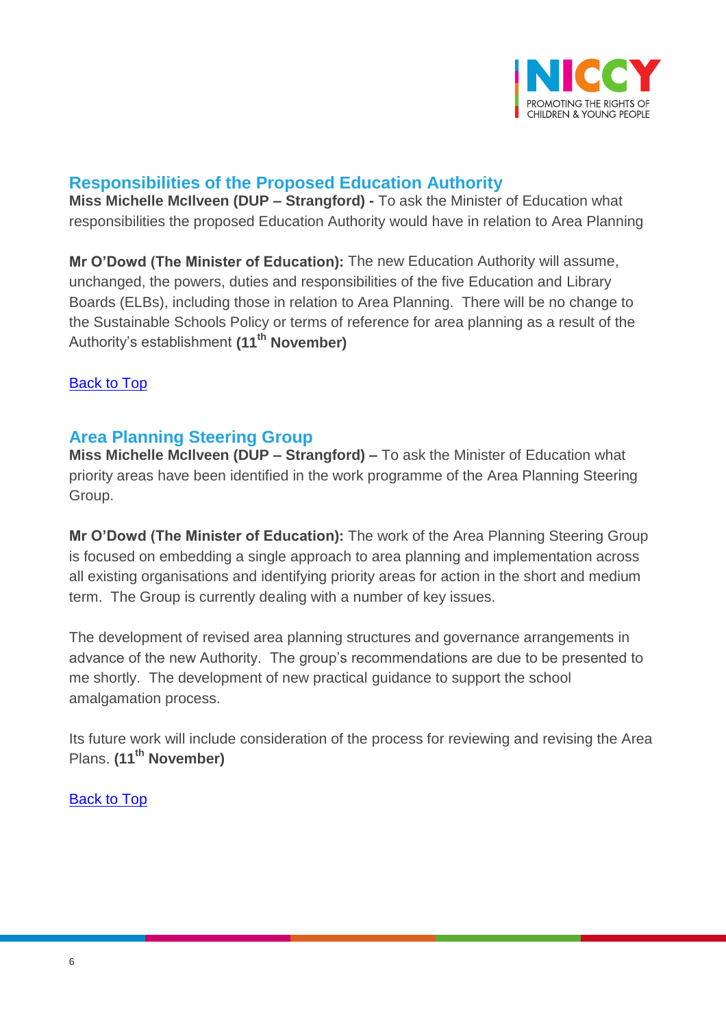## Responsibilities of the Proposed Education Authority

**Miss Michelle McIlveen (DUP – Strangford) -** To ask the Minister of Education what responsibilities the proposed Education Authority would have in relation to Area Planning

**Mr O'Dowd (The Minister of Education):** The new Education Authority will assume, unchanged, the powers, duties and responsibilities of the five Education and Library Boards (ELBs), including those in relation to Area Planning. There will be no change to the Sustainable Schools Policy or terms of reference for area planning as a result of the Authority's establishment **(11th November)**

Back to Top

## Area Planning Steering Group

**Miss Michelle McIlveen (DUP – Strangford) –** To ask the Minister of Education what priority areas have been identified in the work programme of the Area Planning Steering Group.

**Mr O'Dowd (The Minister of Education):** The work of the Area Planning Steering Group is focused on embedding a single approach to area planning and implementation across all existing organisations and identifying priority areas for action in the short and medium term. The Group is currently dealing with a number of key issues.

The development of revised area planning structures and governance arrangements in advance of the new Authority. The group's recommendations are due to be presented to me shortly. The development of new practical guidance to support the school amalgamation process.

Its future work will include consideration of the process for reviewing and revising the Area Plans. **(11th November)**

Back to Top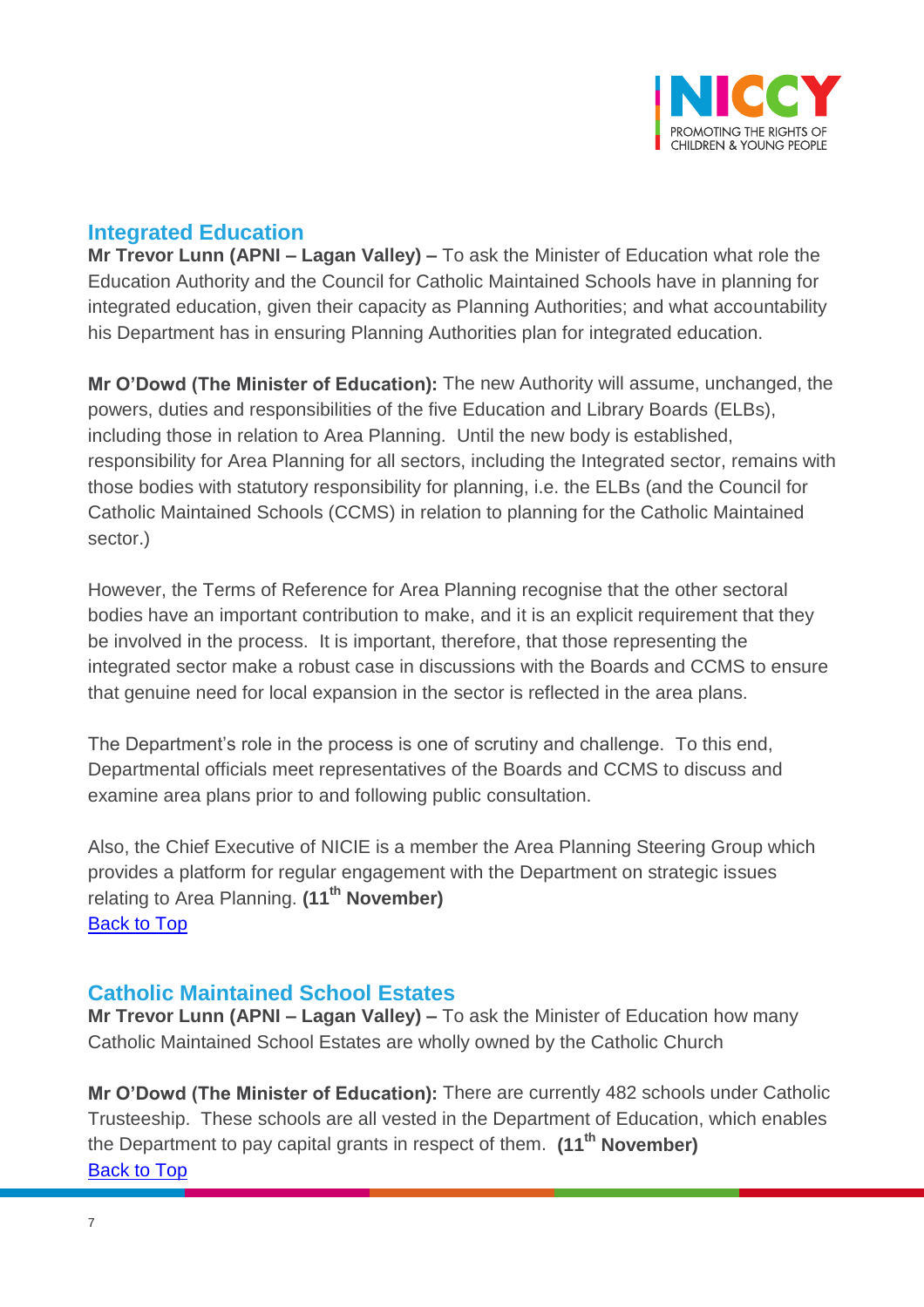## Integrated Education

**Mr Trevor Lunn (APNI – Lagan Valley) –** To ask the Minister of Education what role the Education Authority and the Council for Catholic Maintained Schools have in planning for integrated education, given their capacity as Planning Authorities; and what accountability his Department has in ensuring Planning Authorities plan for integrated education.

**Mr O'Dowd (The Minister of Education):** The new Authority will assume, unchanged, the powers, duties and responsibilities of the five Education and Library Boards (ELBs), including those in relation to Area Planning. Until the new body is established, responsibility for Area Planning for all sectors, including the Integrated sector, remains with those bodies with statutory responsibility for planning, i.e. the ELBs (and the Council for Catholic Maintained Schools (CCMS) in relation to planning for the Catholic Maintained sector.)

However, the Terms of Reference for Area Planning recognise that the other sectoral bodies have an important contribution to make, and it is an explicit requirement that they be involved in the process. It is important, therefore, that those representing the integrated sector make a robust case in discussions with the Boards and CCMS to ensure that genuine need for local expansion in the sector is reflected in the area plans.

The Department's role in the process is one of scrutiny and challenge. To this end, Departmental officials meet representatives of the Boards and CCMS to discuss and examine area plans prior to and following public consultation.

Also, the Chief Executive of NICIE is a member the Area Planning Steering Group which provides a platform for regular engagement with the Department on strategic issues relating to Area Planning. **(11th November)**

Back to Top

## Catholic Maintained School Estates

**Mr Trevor Lunn (APNI – Lagan Valley) –** To ask the Minister of Education how many Catholic Maintained School Estates are wholly owned by the Catholic Church

**Mr O'Dowd (The Minister of Education):** There are currently 482 schools under Catholic Trusteeship. These schools are all vested in the Department of Education, which enables the Department to pay capital grants in respect of them. **(11th November)**

Back to Top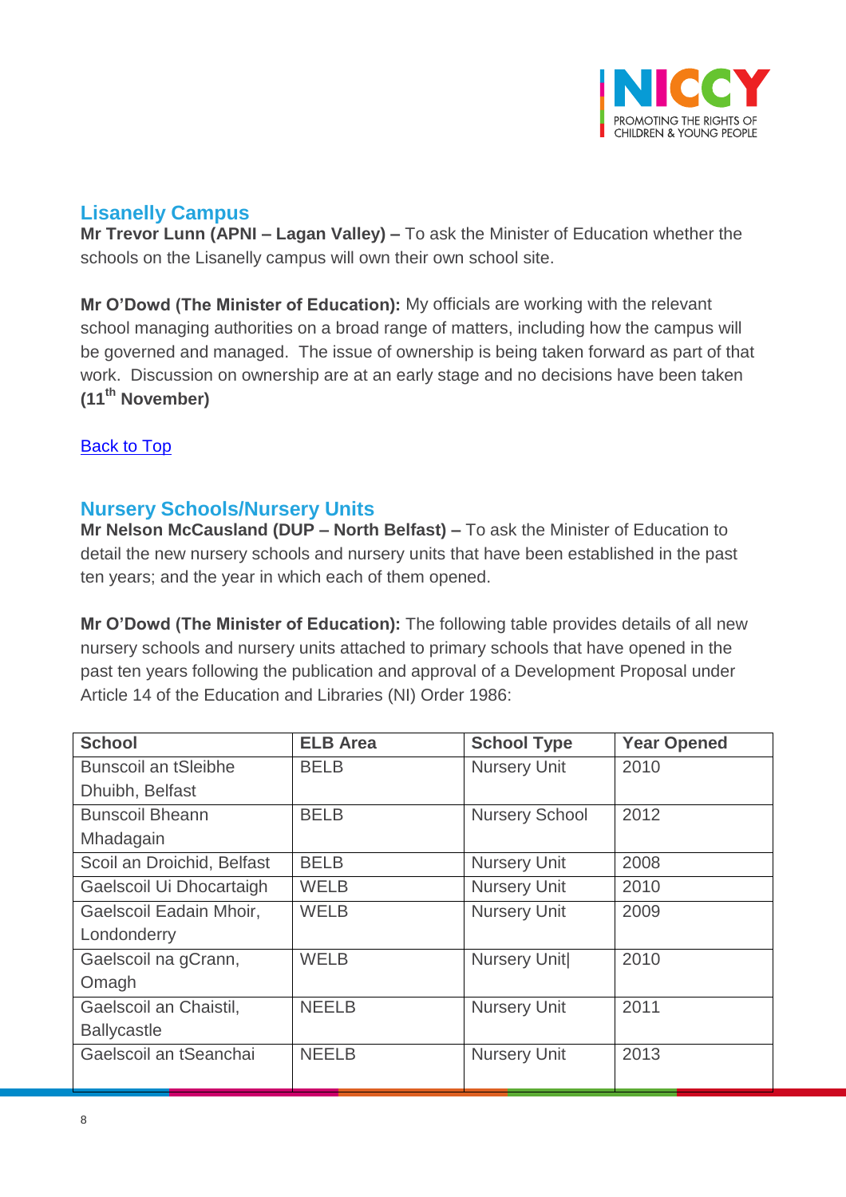## Lisanelly Campus

**Mr Trevor Lunn (APNI – Lagan Valley) –** To ask the Minister of Education whether the schools on the Lisanelly campus will own their own school site.

**Mr O'Dowd (The Minister of Education):** My officials are working with the relevant school managing authorities on a broad range of matters, including how the campus will be governed and managed. The issue of ownership is being taken forward as part of that work. Discussion on ownership are at an early stage and no decisions have been taken **(11th November)**

Back to Top

## Nursery Schools/Nursery Units

**Mr Nelson McCausland (DUP – North Belfast) –** To ask the Minister of Education to detail the new nursery schools and nursery units that have been established in the past ten years; and the year in which each of them opened.

**Mr O'Dowd (The Minister of Education):** The following table provides details of all new nursery schools and nursery units attached to primary schools that have opened in the past ten years following the publication and approval of a Development Proposal under Article 14 of the Education and Libraries (NI) Order 1986:

| School | ELB Area | School Type | Year Opened |
|---|---|---|---|
| Bunscoil an tSleibhe Dhuibh, Belfast | BELB | Nursery Unit | 2010 |
| Bunscoil Bheann Mhadagain | BELB | Nursery School | 2012 |
| Scoil an Droichid, Belfast | BELB | Nursery Unit | 2008 |
| Gaelscoil Ui Dhocartaigh | WELB | Nursery Unit | 2010 |
| Gaelscoil Eadain Mhoir, Londonderry | WELB | Nursery Unit | 2009 |
| Gaelscoil na gCrann, Omagh | WELB | Nursery Unit\| | 2010 |
| Gaelscoil an Chaistil, Ballycastle | NEELB | Nursery Unit | 2011 |
| Gaelscoil an tSeanchai | NEELB | Nursery Unit | 2013 |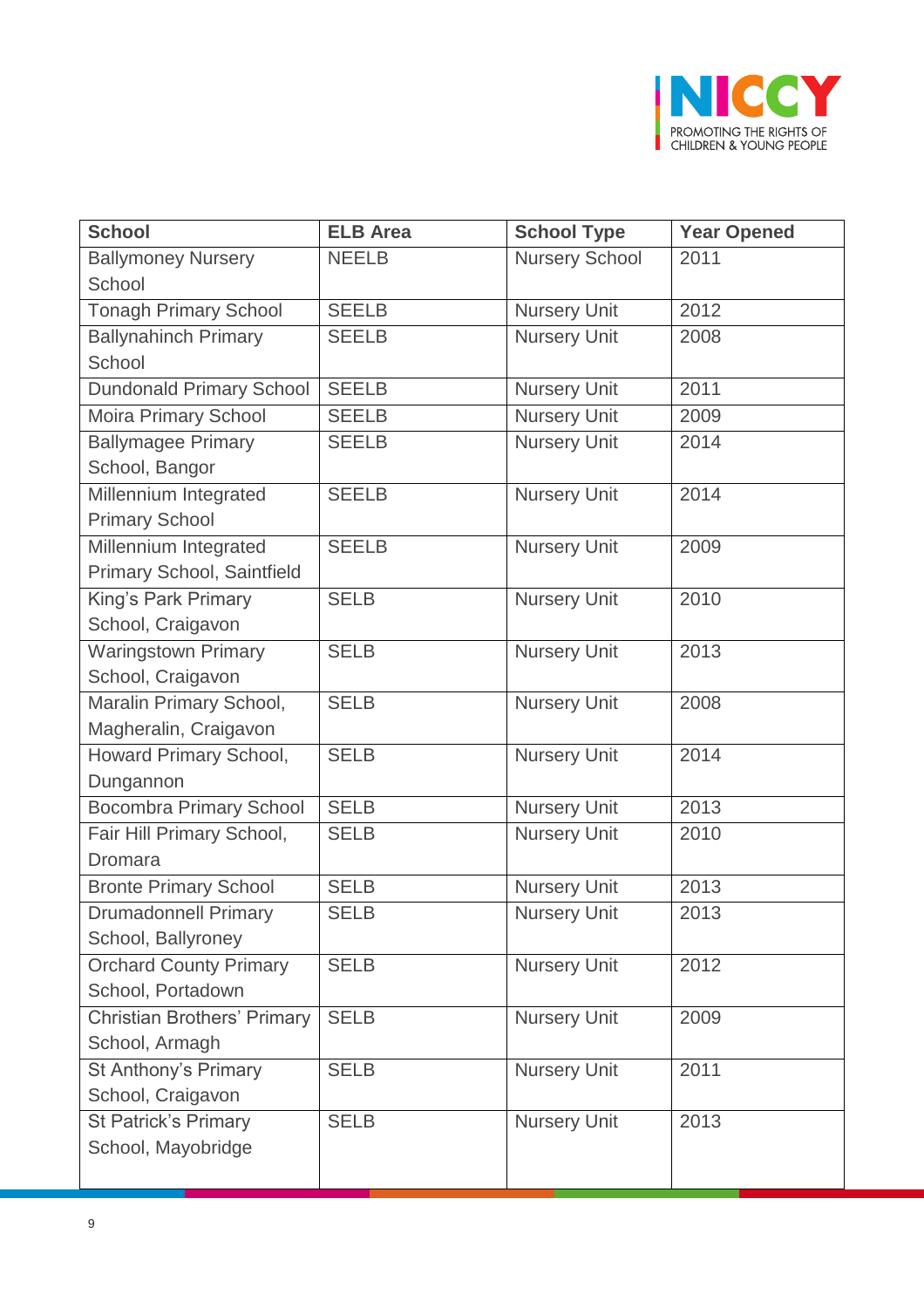| School | ELB Area | School Type | Year Opened |
|---|---|---|---|
| Ballymoney Nursery School | NEELB | Nursery School | 2011 |
| Tonagh Primary School | SEELB | Nursery Unit | 2012 |
| Ballynahinch Primary School | SEELB | Nursery Unit | 2008 |
| Dundonald Primary School | SEELB | Nursery Unit | 2011 |
| Moira Primary School | SEELB | Nursery Unit | 2009 |
| Ballymagee Primary School, Bangor | SEELB | Nursery Unit | 2014 |
| Millennium Integrated Primary School | SEELB | Nursery Unit | 2014 |
| Millennium Integrated Primary School, Saintfield | SEELB | Nursery Unit | 2009 |
| King's Park Primary School, Craigavon | SELB | Nursery Unit | 2010 |
| Waringstown Primary School, Craigavon | SELB | Nursery Unit | 2013 |
| Maralin Primary School, Magheralin, Craigavon | SELB | Nursery Unit | 2008 |
| Howard Primary School, Dungannon | SELB | Nursery Unit | 2014 |
| Bocombra Primary School | SELB | Nursery Unit | 2013 |
| Fair Hill Primary School, Dromara | SELB | Nursery Unit | 2010 |
| Bronte Primary School | SELB | Nursery Unit | 2013 |
| Drumadonnell Primary School, Ballyroney | SELB | Nursery Unit | 2013 |
| Orchard County Primary School, Portadown | SELB | Nursery Unit | 2012 |
| Christian Brothers' Primary School, Armagh | SELB | Nursery Unit | 2009 |
| St Anthony's Primary School, Craigavon | SELB | Nursery Unit | 2011 |
| St Patrick's Primary School, Mayobridge | SELB | Nursery Unit | 2013 |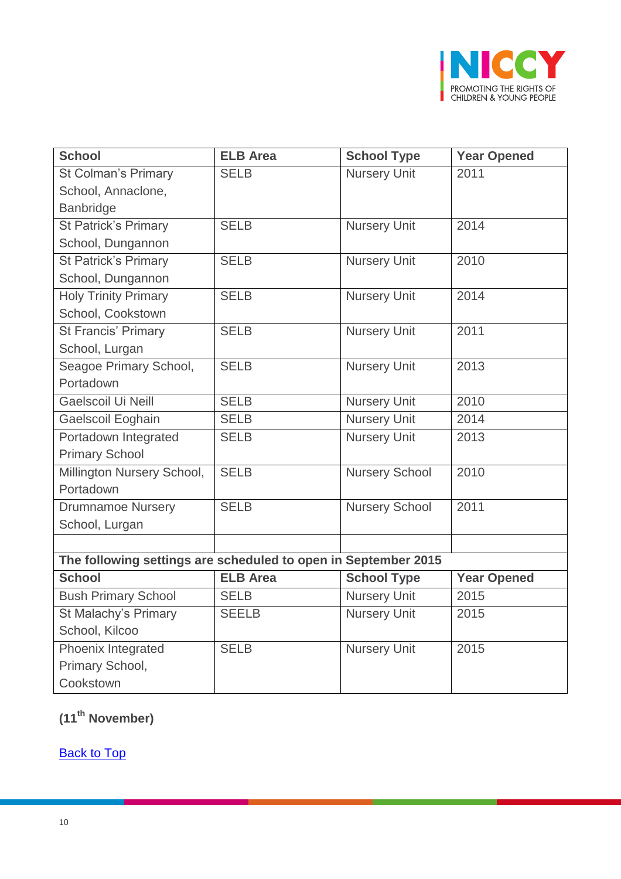| School | ELB Area | School Type | Year Opened |
|---|---|---|---|
| St Colman's Primary School, Annaclone, Banbridge | SELB | Nursery Unit | 2011 |
| St Patrick's Primary School, Dungannon | SELB | Nursery Unit | 2014 |
| St Patrick's Primary School, Dungannon | SELB | Nursery Unit | 2010 |
| Holy Trinity Primary School, Cookstown | SELB | Nursery Unit | 2014 |
| St Francis' Primary School, Lurgan | SELB | Nursery Unit | 2011 |
| Seagoe Primary School, Portadown | SELB | Nursery Unit | 2013 |
| Gaelscoil Ui Neill | SELB | Nursery Unit | 2010 |
| Gaelscoil Eoghain | SELB | Nursery Unit | 2014 |
| Portadown Integrated Primary School | SELB | Nursery Unit | 2013 |
| Millington Nursery School, Portadown | SELB | Nursery School | 2010 |
| Drumnamoe Nursery School, Lurgan | SELB | Nursery School | 2011 |
| | | | |
| **The following settings are scheduled to open in September 2015** | | | |
| **School** | **ELB Area** | **School Type** | **Year Opened** |
| Bush Primary School | SELB | Nursery Unit | 2015 |
| St Malachy's Primary School, Kilcoo | SEELB | Nursery Unit | 2015 |
| Phoenix Integrated Primary School, Cookstown | SELB | Nursery Unit | 2015 |

**(11th November)**

Back to Top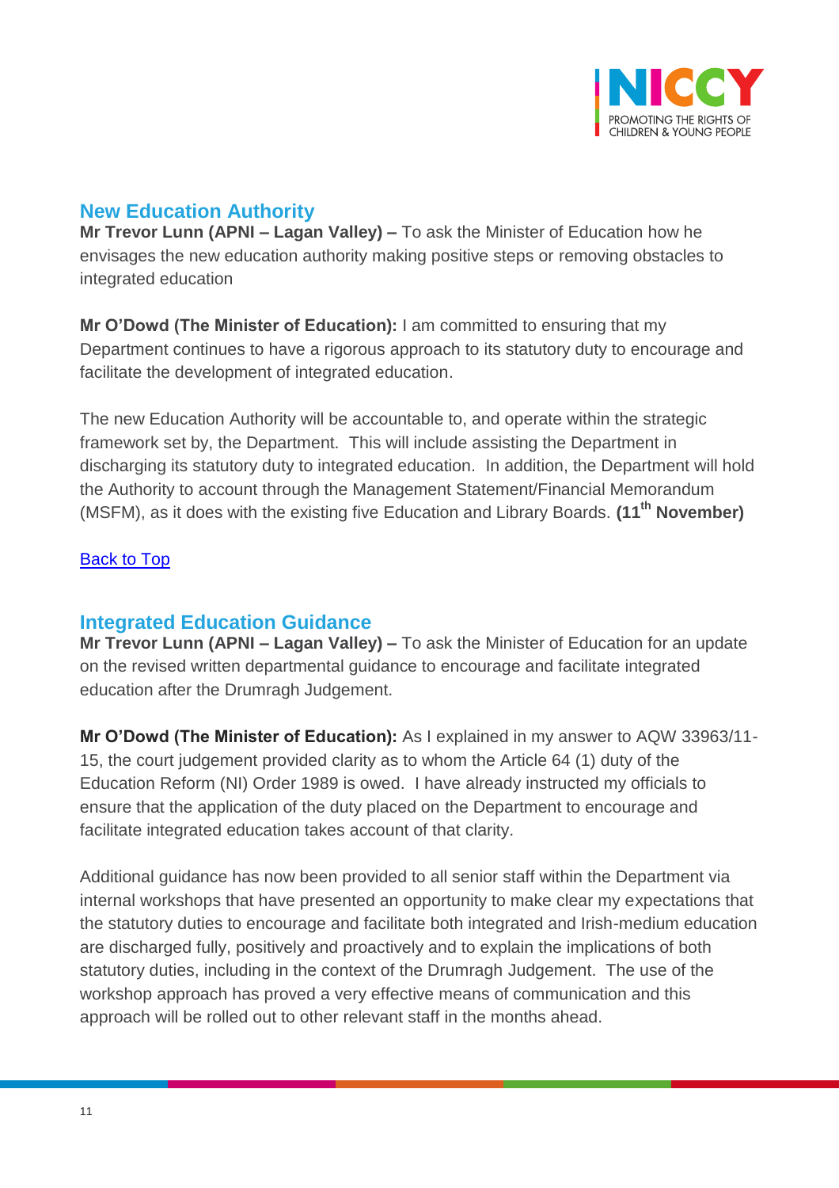## New Education Authority

**Mr Trevor Lunn (APNI – Lagan Valley) –** To ask the Minister of Education how he envisages the new education authority making positive steps or removing obstacles to integrated education

**Mr O'Dowd (The Minister of Education):** I am committed to ensuring that my Department continues to have a rigorous approach to its statutory duty to encourage and facilitate the development of integrated education.

The new Education Authority will be accountable to, and operate within the strategic framework set by, the Department. This will include assisting the Department in discharging its statutory duty to integrated education. In addition, the Department will hold the Authority to account through the Management Statement/Financial Memorandum (MSFM), as it does with the existing five Education and Library Boards. **(11th November)**

Back to Top

## Integrated Education Guidance

**Mr Trevor Lunn (APNI – Lagan Valley) –** To ask the Minister of Education for an update on the revised written departmental guidance to encourage and facilitate integrated education after the Drumragh Judgement.

**Mr O'Dowd (The Minister of Education):** As I explained in my answer to AQW 33963/11-15, the court judgement provided clarity as to whom the Article 64 (1) duty of the Education Reform (NI) Order 1989 is owed. I have already instructed my officials to ensure that the application of the duty placed on the Department to encourage and facilitate integrated education takes account of that clarity.

Additional guidance has now been provided to all senior staff within the Department via internal workshops that have presented an opportunity to make clear my expectations that the statutory duties to encourage and facilitate both integrated and Irish-medium education are discharged fully, positively and proactively and to explain the implications of both statutory duties, including in the context of the Drumragh Judgement. The use of the workshop approach has proved a very effective means of communication and this approach will be rolled out to other relevant staff in the months ahead.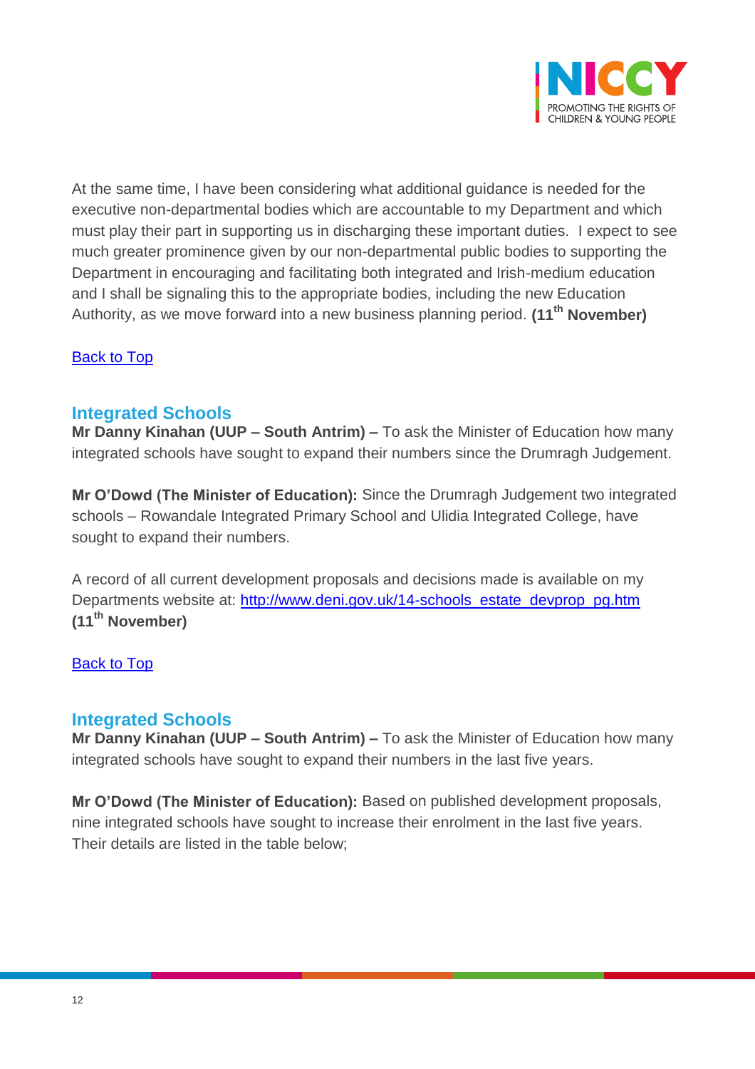At the same time, I have been considering what additional guidance is needed for the executive non-departmental bodies which are accountable to my Department and which must play their part in supporting us in discharging these important duties. I expect to see much greater prominence given by our non-departmental public bodies to supporting the Department in encouraging and facilitating both integrated and Irish-medium education and I shall be signaling this to the appropriate bodies, including the new Education Authority, as we move forward into a new business planning period. **(11th November)**

Back to Top

## Integrated Schools

**Mr Danny Kinahan (UUP – South Antrim) –** To ask the Minister of Education how many integrated schools have sought to expand their numbers since the Drumragh Judgement.

**Mr O'Dowd (The Minister of Education):** Since the Drumragh Judgement two integrated schools – Rowandale Integrated Primary School and Ulidia Integrated College, have sought to expand their numbers.

A record of all current development proposals and decisions made is available on my Departments website at: http://www.deni.gov.uk/14-schools_estate_devprop_pg.htm **(11th November)**

Back to Top

## Integrated Schools

**Mr Danny Kinahan (UUP – South Antrim) –** To ask the Minister of Education how many integrated schools have sought to expand their numbers in the last five years.

**Mr O'Dowd (The Minister of Education):** Based on published development proposals, nine integrated schools have sought to increase their enrolment in the last five years. Their details are listed in the table below;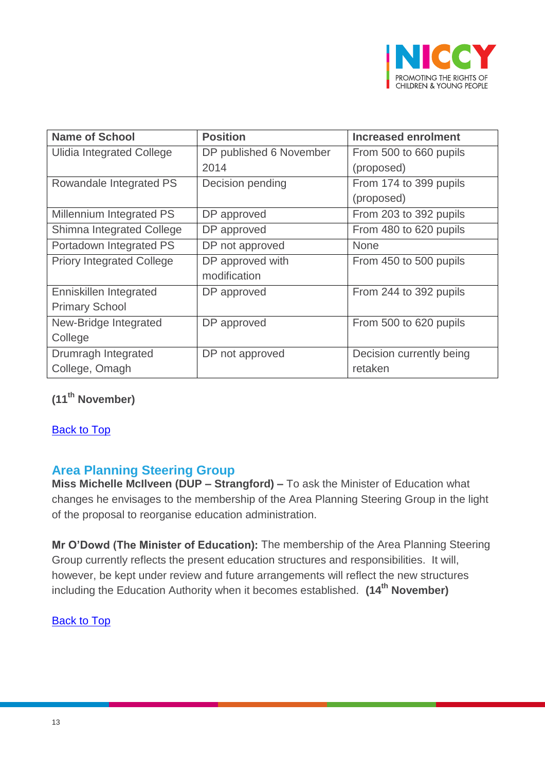| Name of School | Position | Increased enrolment |
|---|---|---|
| Ulidia Integrated College | DP published 6 November 2014 | From 500 to 660 pupils (proposed) |
| Rowandale Integrated PS | Decision pending | From 174 to 399 pupils (proposed) |
| Millennium Integrated PS | DP approved | From 203 to 392 pupils |
| Shimna Integrated College | DP approved | From 480 to 620 pupils |
| Portadown Integrated PS | DP not approved | None |
| Priory Integrated College | DP approved with modification | From 450 to 500 pupils |
| Enniskillen Integrated Primary School | DP approved | From 244 to 392 pupils |
| New-Bridge Integrated College | DP approved | From 500 to 620 pupils |
| Drumragh Integrated College, Omagh | DP not approved | Decision currently being retaken |

**(11th November)**

Back to Top

## Area Planning Steering Group

**Miss Michelle McIlveen (DUP – Strangford) –** To ask the Minister of Education what changes he envisages to the membership of the Area Planning Steering Group in the light of the proposal to reorganise education administration.

**Mr O'Dowd (The Minister of Education):** The membership of the Area Planning Steering Group currently reflects the present education structures and responsibilities. It will, however, be kept under review and future arrangements will reflect the new structures including the Education Authority when it becomes established. **(14th November)**

Back to Top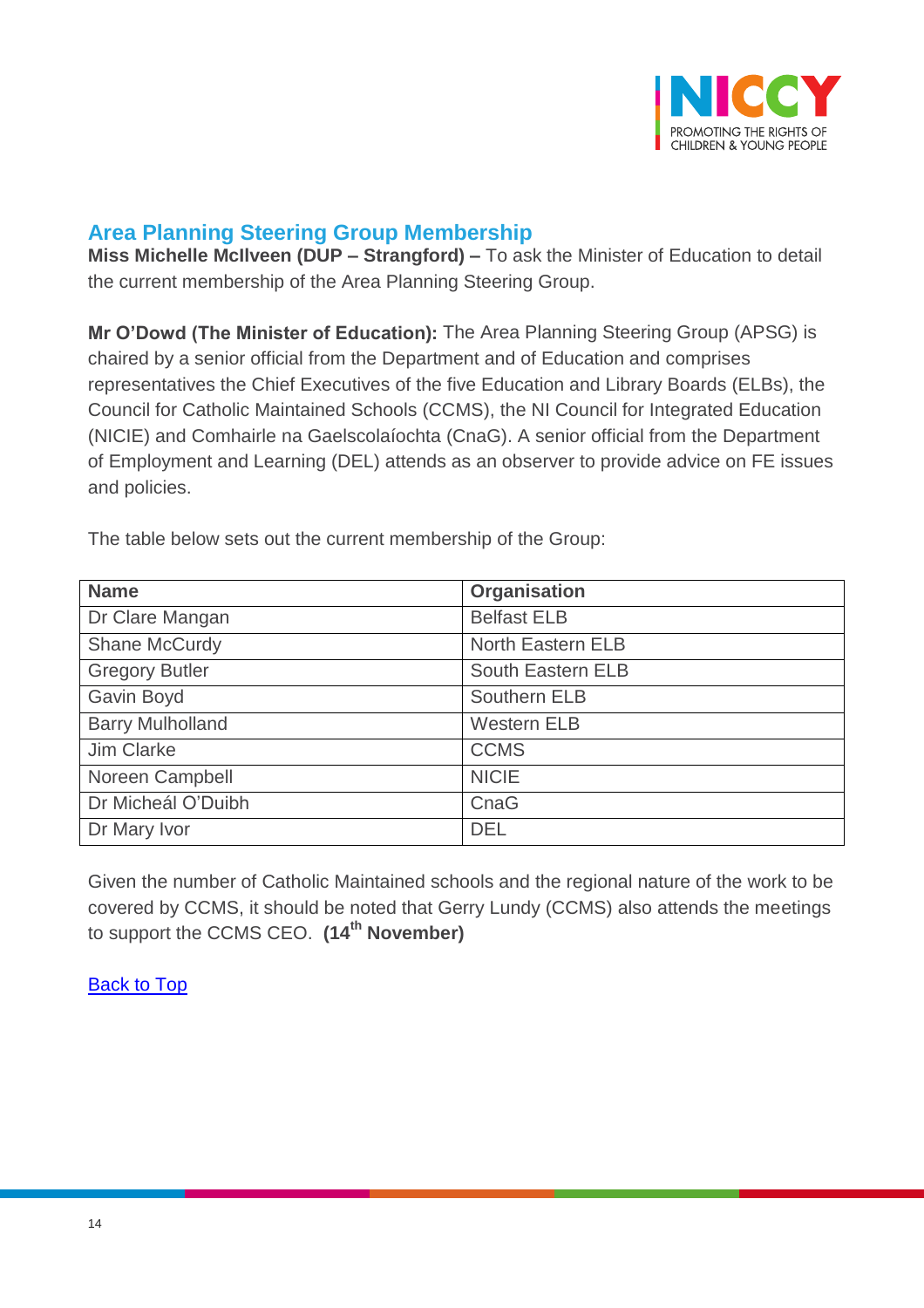## Area Planning Steering Group Membership

**Miss Michelle McIlveen (DUP – Strangford) –** To ask the Minister of Education to detail the current membership of the Area Planning Steering Group.

**Mr O'Dowd (The Minister of Education):** The Area Planning Steering Group (APSG) is chaired by a senior official from the Department and of Education and comprises representatives the Chief Executives of the five Education and Library Boards (ELBs), the Council for Catholic Maintained Schools (CCMS), the NI Council for Integrated Education (NICIE) and Comhairle na Gaelscolaíochta (CnaG). A senior official from the Department of Employment and Learning (DEL) attends as an observer to provide advice on FE issues and policies.

The table below sets out the current membership of the Group:

| Name | Organisation |
|---|---|
| Dr Clare Mangan | Belfast ELB |
| Shane McCurdy | North Eastern ELB |
| Gregory Butler | South Eastern ELB |
| Gavin Boyd | Southern ELB |
| Barry Mulholland | Western ELB |
| Jim Clarke | CCMS |
| Noreen Campbell | NICIE |
| Dr Micheál O'Duibh | CnaG |
| Dr Mary Ivor | DEL |

Given the number of Catholic Maintained schools and the regional nature of the work to be covered by CCMS, it should be noted that Gerry Lundy (CCMS) also attends the meetings to support the CCMS CEO. **(14th November)**

Back to Top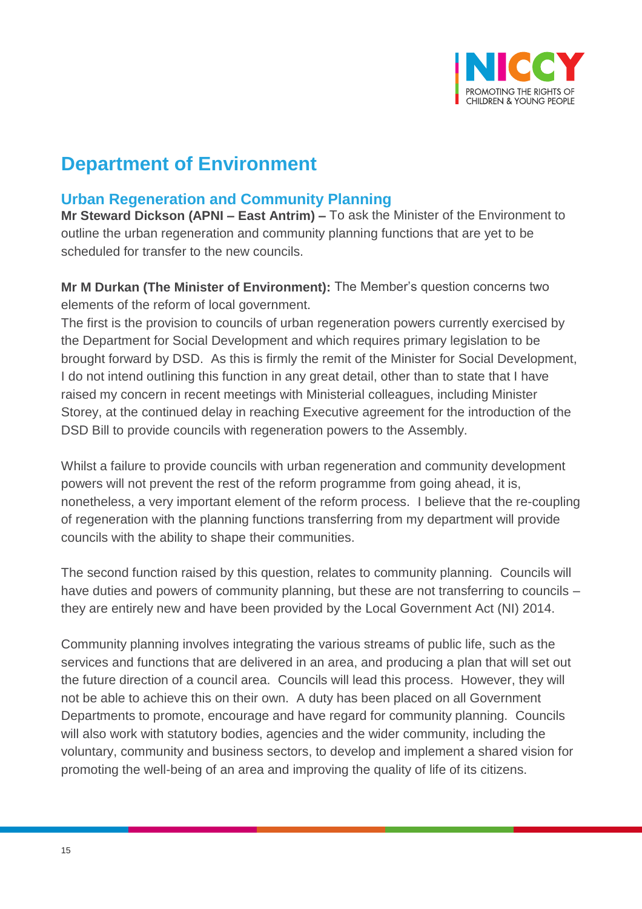## Department of Environment

### Urban Regeneration and Community Planning

**Mr Steward Dickson (APNI – East Antrim) –** To ask the Minister of the Environment to outline the urban regeneration and community planning functions that are yet to be scheduled for transfer to the new councils.

**Mr M Durkan (The Minister of Environment):** The Member's question concerns two elements of the reform of local government.

The first is the provision to councils of urban regeneration powers currently exercised by the Department for Social Development and which requires primary legislation to be brought forward by DSD. As this is firmly the remit of the Minister for Social Development, I do not intend outlining this function in any great detail, other than to state that I have raised my concern in recent meetings with Ministerial colleagues, including Minister Storey, at the continued delay in reaching Executive agreement for the introduction of the DSD Bill to provide councils with regeneration powers to the Assembly.

Whilst a failure to provide councils with urban regeneration and community development powers will not prevent the rest of the reform programme from going ahead, it is, nonetheless, a very important element of the reform process. I believe that the re-coupling of regeneration with the planning functions transferring from my department will provide councils with the ability to shape their communities.

The second function raised by this question, relates to community planning. Councils will have duties and powers of community planning, but these are not transferring to councils – they are entirely new and have been provided by the Local Government Act (NI) 2014.

Community planning involves integrating the various streams of public life, such as the services and functions that are delivered in an area, and producing a plan that will set out the future direction of a council area. Councils will lead this process. However, they will not be able to achieve this on their own. A duty has been placed on all Government Departments to promote, encourage and have regard for community planning. Councils will also work with statutory bodies, agencies and the wider community, including the voluntary, community and business sectors, to develop and implement a shared vision for promoting the well-being of an area and improving the quality of life of its citizens.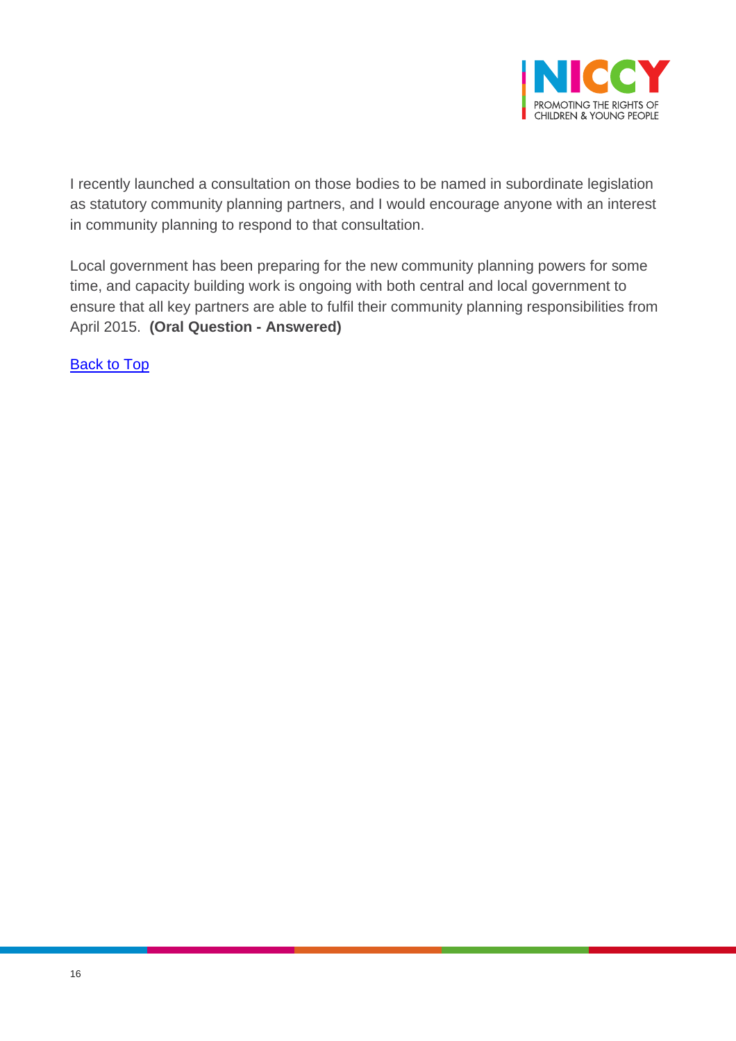I recently launched a consultation on those bodies to be named in subordinate legislation as statutory community planning partners, and I would encourage anyone with an interest in community planning to respond to that consultation.

Local government has been preparing for the new community planning powers for some time, and capacity building work is ongoing with both central and local government to ensure that all key partners are able to fulfil their community planning responsibilities from April 2015. **(Oral Question - Answered)**

Back to Top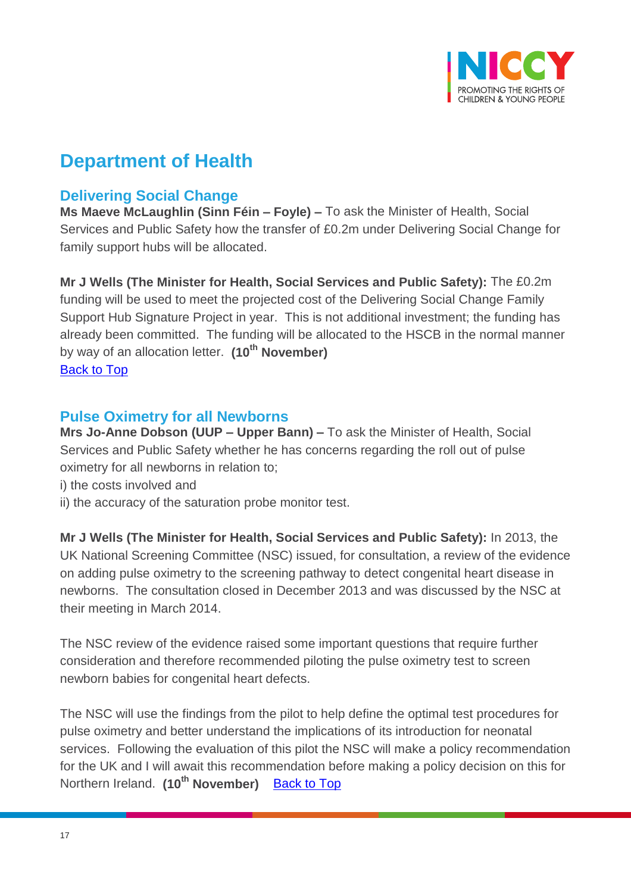# Department of Health

## Delivering Social Change

**Ms Maeve McLaughlin (Sinn Féin – Foyle) –** To ask the Minister of Health, Social Services and Public Safety how the transfer of £0.2m under Delivering Social Change for family support hubs will be allocated.

**Mr J Wells (The Minister for Health, Social Services and Public Safety):** The £0.2m funding will be used to meet the projected cost of the Delivering Social Change Family Support Hub Signature Project in year. This is not additional investment; the funding has already been committed. The funding will be allocated to the HSCB in the normal manner by way of an allocation letter. **(10th November)**

Back to Top

## Pulse Oximetry for all Newborns

**Mrs Jo-Anne Dobson (UUP – Upper Bann) –** To ask the Minister of Health, Social Services and Public Safety whether he has concerns regarding the roll out of pulse oximetry for all newborns in relation to;

i) the costs involved and

ii) the accuracy of the saturation probe monitor test.

**Mr J Wells (The Minister for Health, Social Services and Public Safety):** In 2013, the UK National Screening Committee (NSC) issued, for consultation, a review of the evidence on adding pulse oximetry to the screening pathway to detect congenital heart disease in newborns. The consultation closed in December 2013 and was discussed by the NSC at their meeting in March 2014.

The NSC review of the evidence raised some important questions that require further consideration and therefore recommended piloting the pulse oximetry test to screen newborn babies for congenital heart defects.

The NSC will use the findings from the pilot to help define the optimal test procedures for pulse oximetry and better understand the implications of its introduction for neonatal services. Following the evaluation of this pilot the NSC will make a policy recommendation for the UK and I will await this recommendation before making a policy decision on this for Northern Ireland. **(10th November)** Back to Top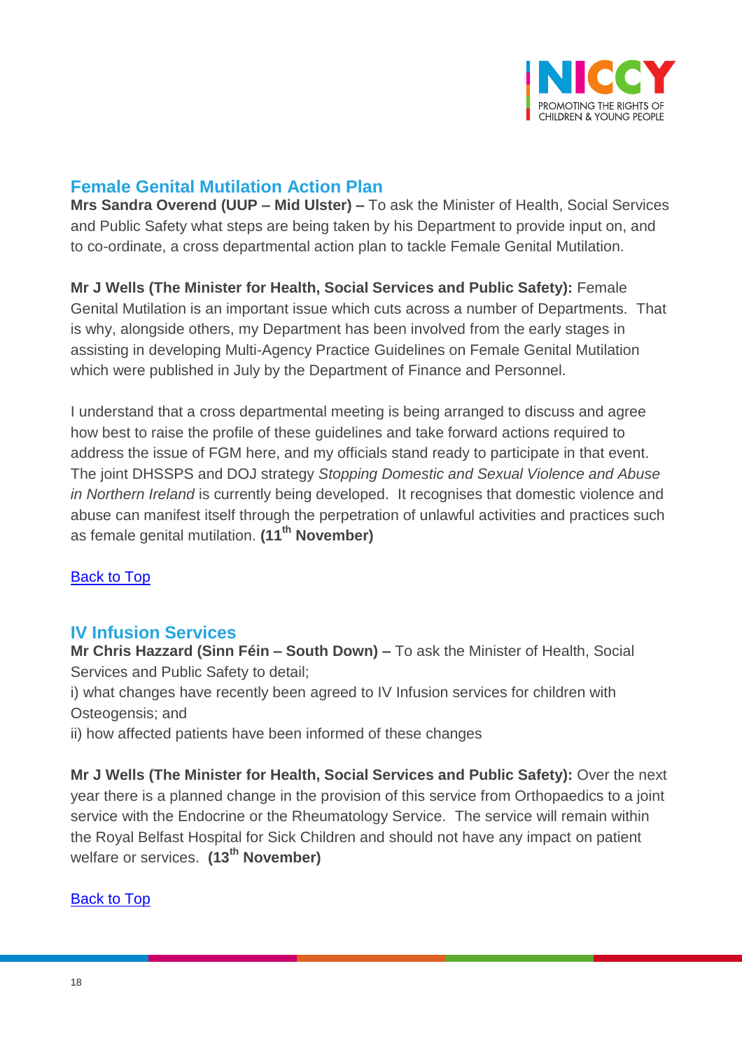## Female Genital Mutilation Action Plan

**Mrs Sandra Overend (UUP – Mid Ulster) –** To ask the Minister of Health, Social Services and Public Safety what steps are being taken by his Department to provide input on, and to co-ordinate, a cross departmental action plan to tackle Female Genital Mutilation.

**Mr J Wells (The Minister for Health, Social Services and Public Safety):** Female Genital Mutilation is an important issue which cuts across a number of Departments. That is why, alongside others, my Department has been involved from the early stages in assisting in developing Multi-Agency Practice Guidelines on Female Genital Mutilation which were published in July by the Department of Finance and Personnel.

I understand that a cross departmental meeting is being arranged to discuss and agree how best to raise the profile of these guidelines and take forward actions required to address the issue of FGM here, and my officials stand ready to participate in that event. The joint DHSSPS and DOJ strategy *Stopping Domestic and Sexual Violence and Abuse in Northern Ireland* is currently being developed. It recognises that domestic violence and abuse can manifest itself through the perpetration of unlawful activities and practices such as female genital mutilation. **(11th November)**

Back to Top

## IV Infusion Services

**Mr Chris Hazzard (Sinn Féin – South Down) –** To ask the Minister of Health, Social Services and Public Safety to detail;

i) what changes have recently been agreed to IV Infusion services for children with Osteogensis; and

ii) how affected patients have been informed of these changes

**Mr J Wells (The Minister for Health, Social Services and Public Safety):** Over the next year there is a planned change in the provision of this service from Orthopaedics to a joint service with the Endocrine or the Rheumatology Service. The service will remain within the Royal Belfast Hospital for Sick Children and should not have any impact on patient welfare or services. **(13th November)**

Back to Top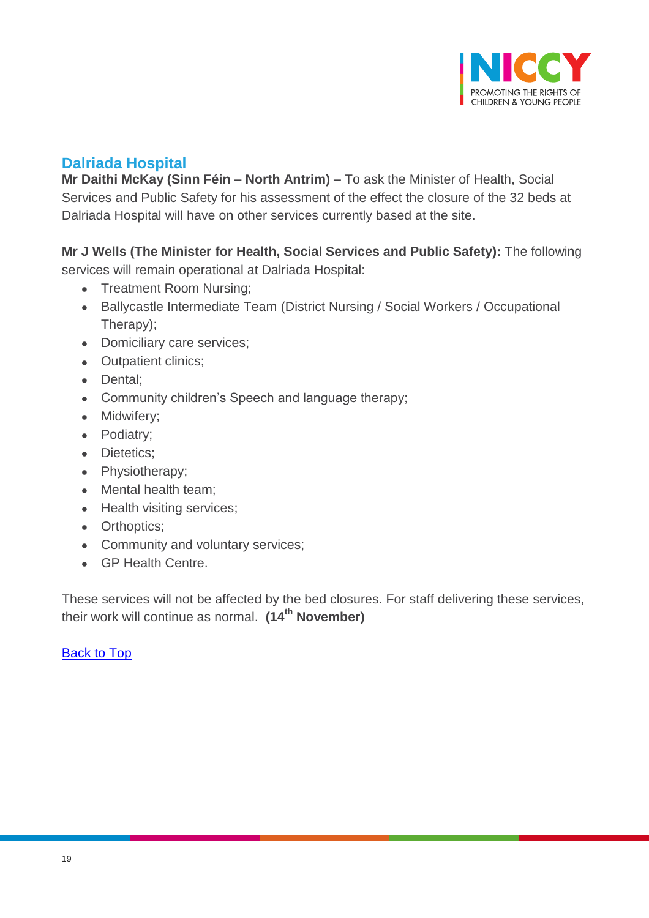## Dalriada Hospital

**Mr Daithi McKay (Sinn Féin – North Antrim) –** To ask the Minister of Health, Social Services and Public Safety for his assessment of the effect the closure of the 32 beds at Dalriada Hospital will have on other services currently based at the site.

**Mr J Wells (The Minister for Health, Social Services and Public Safety):** The following services will remain operational at Dalriada Hospital:

- Treatment Room Nursing;
- Ballycastle Intermediate Team (District Nursing / Social Workers / Occupational Therapy);
- Domiciliary care services;
- Outpatient clinics;
- Dental;
- Community children's Speech and language therapy;
- Midwifery;
- Podiatry;
- Dietetics;
- Physiotherapy;
- Mental health team;
- Health visiting services;
- Orthoptics;
- Community and voluntary services;
- GP Health Centre.

These services will not be affected by the bed closures. For staff delivering these services, their work will continue as normal. **(14th November)**

Back to Top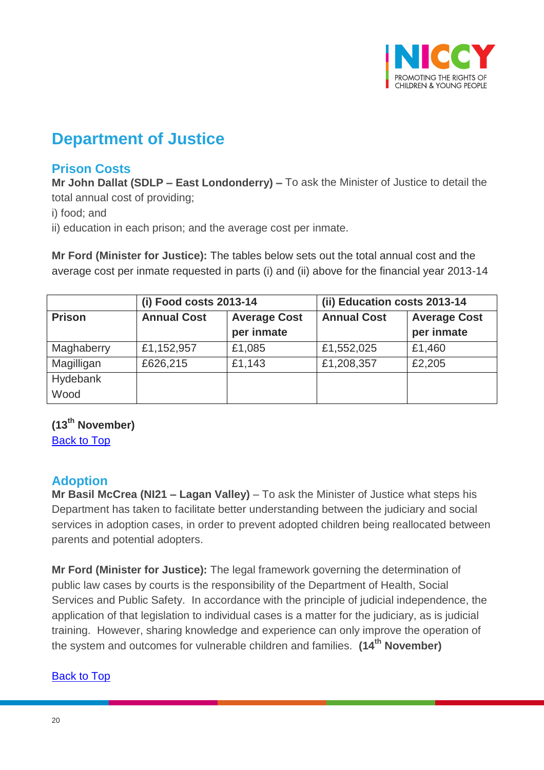# Department of Justice

## Prison Costs

**Mr John Dallat (SDLP – East Londonderry) –** To ask the Minister of Justice to detail the total annual cost of providing;

i) food; and

ii) education in each prison; and the average cost per inmate.

**Mr Ford (Minister for Justice):** The tables below sets out the total annual cost and the average cost per inmate requested in parts (i) and (ii) above for the financial year 2013-14

| | **(i) Food costs 2013-14** | | **(ii) Education costs 2013-14** | |
|---|---|---|---|---|
| **Prison** | **Annual Cost** | **Average Cost per inmate** | **Annual Cost** | **Average Cost per inmate** |
| Maghaberry | £1,152,957 | £1,085 | £1,552,025 | £1,460 |
| Magilligan | £626,215 | £1,143 | £1,208,357 | £2,205 |
| Hydebank Wood | | | | |

**(13th November)**

Back to Top

## Adoption

**Mr Basil McCrea (NI21 – Lagan Valley)** – To ask the Minister of Justice what steps his Department has taken to facilitate better understanding between the judiciary and social services in adoption cases, in order to prevent adopted children being reallocated between parents and potential adopters.

**Mr Ford (Minister for Justice):** The legal framework governing the determination of public law cases by courts is the responsibility of the Department of Health, Social Services and Public Safety. In accordance with the principle of judicial independence, the application of that legislation to individual cases is a matter for the judiciary, as is judicial training. However, sharing knowledge and experience can only improve the operation of the system and outcomes for vulnerable children and families. **(14th November)**

Back to Top